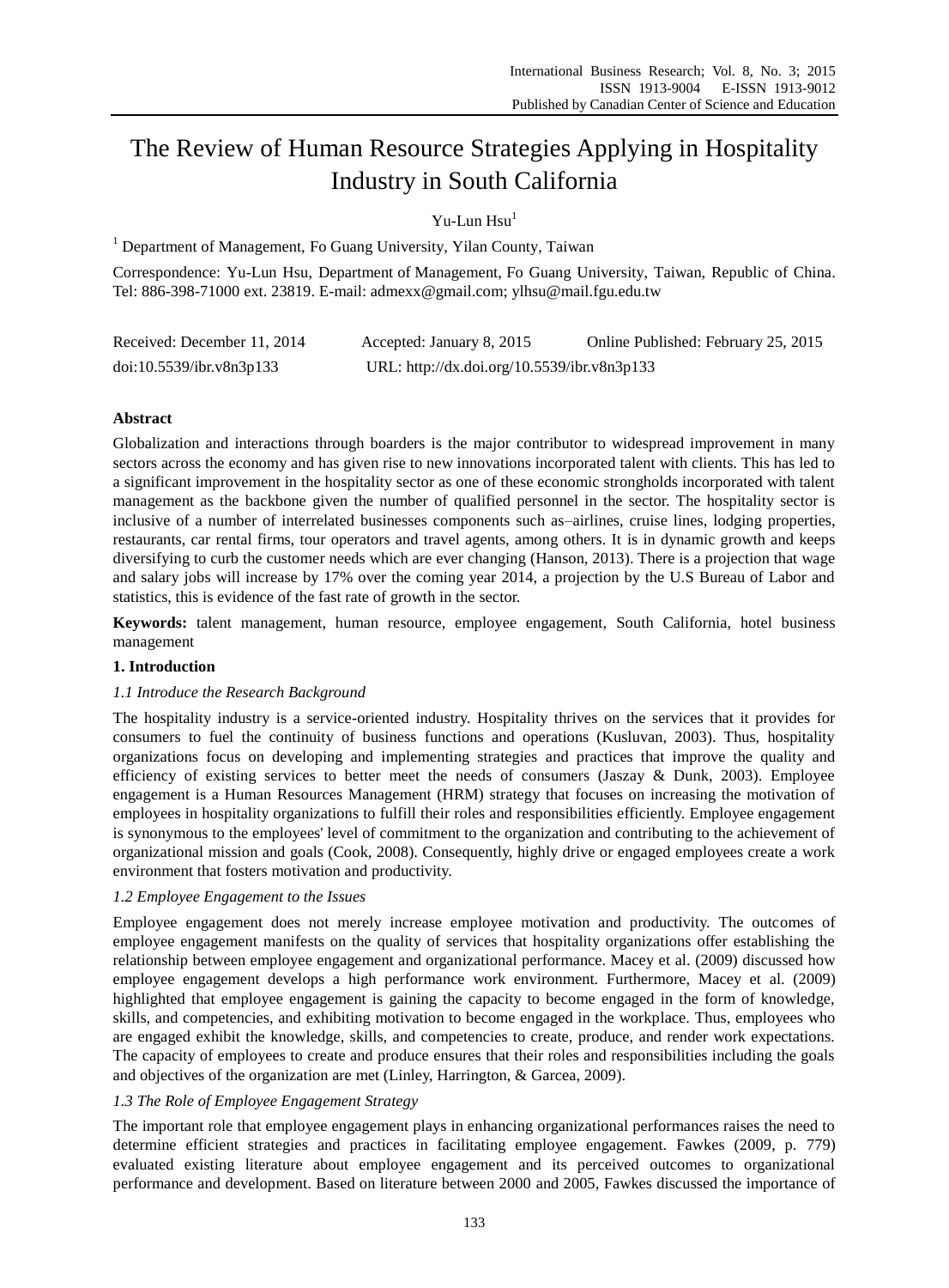# The Review of Human Resource Strategies Applying in Hospitality Industry in South California

Yu-Lun Hsu[1]

[1] Department of Management, Fo Guang University, Yilan County, Taiwan

Correspondence: Yu-Lun Hsu, Department of Management, Fo Guang University, Taiwan, Republic of China. Tel: 886-398-71000 ext. 23819. E-mail: admexx@gmail.com; ylhsu@mail.fgu.edu.tw

Received: December 11, 2014 Accepted: January 8, 2015 Online Published: February 25, 2015

doi:10.5539/ibr.v8n3p133 URL: http://dx.doi.org/10.5539/ibr.v8n3p133

## Abstract

Globalization and interactions through boarders is the major contributor to widespread improvement in many sectors across the economy and has given rise to new innovations incorporated talent with clients. This has led to a significant improvement in the hospitality sector as one of these economic strongholds incorporated with talent management as the backbone given the number of qualified personnel in the sector. The hospitality sector is inclusive of a number of interrelated businesses components such as–airlines, cruise lines, lodging properties, restaurants, car rental firms, tour operators and travel agents, among others. It is in dynamic growth and keeps diversifying to curb the customer needs which are ever changing (Hanson, 2013). There is a projection that wage and salary jobs will increase by 17% over the coming year 2014, a projection by the U.S Bureau of Labor and statistics, this is evidence of the fast rate of growth in the sector.

**Keywords:** talent management, human resource, employee engagement, South California, hotel business management

## 1. Introduction

### *1.1 Introduce the Research Background*

The hospitality industry is a service-oriented industry. Hospitality thrives on the services that it provides for consumers to fuel the continuity of business functions and operations (Kusluvan, 2003). Thus, hospitality organizations focus on developing and implementing strategies and practices that improve the quality and efficiency of existing services to better meet the needs of consumers (Jaszay & Dunk, 2003). Employee engagement is a Human Resources Management (HRM) strategy that focuses on increasing the motivation of employees in hospitality organizations to fulfill their roles and responsibilities efficiently. Employee engagement is synonymous to the employees' level of commitment to the organization and contributing to the achievement of organizational mission and goals (Cook, 2008). Consequently, highly drive or engaged employees create a work environment that fosters motivation and productivity.

### *1.2 Employee Engagement to the Issues*

Employee engagement does not merely increase employee motivation and productivity. The outcomes of employee engagement manifests on the quality of services that hospitality organizations offer establishing the relationship between employee engagement and organizational performance. Macey et al. (2009) discussed how employee engagement develops a high performance work environment. Furthermore, Macey et al. (2009) highlighted that employee engagement is gaining the capacity to become engaged in the form of knowledge, skills, and competencies, and exhibiting motivation to become engaged in the workplace. Thus, employees who are engaged exhibit the knowledge, skills, and competencies to create, produce, and render work expectations. The capacity of employees to create and produce ensures that their roles and responsibilities including the goals and objectives of the organization are met (Linley, Harrington, & Garcea, 2009).

### *1.3 The Role of Employee Engagement Strategy*

The important role that employee engagement plays in enhancing organizational performances raises the need to determine efficient strategies and practices in facilitating employee engagement. Fawkes (2009, p. 779) evaluated existing literature about employee engagement and its perceived outcomes to organizational performance and development. Based on literature between 2000 and 2005, Fawkes discussed the importance of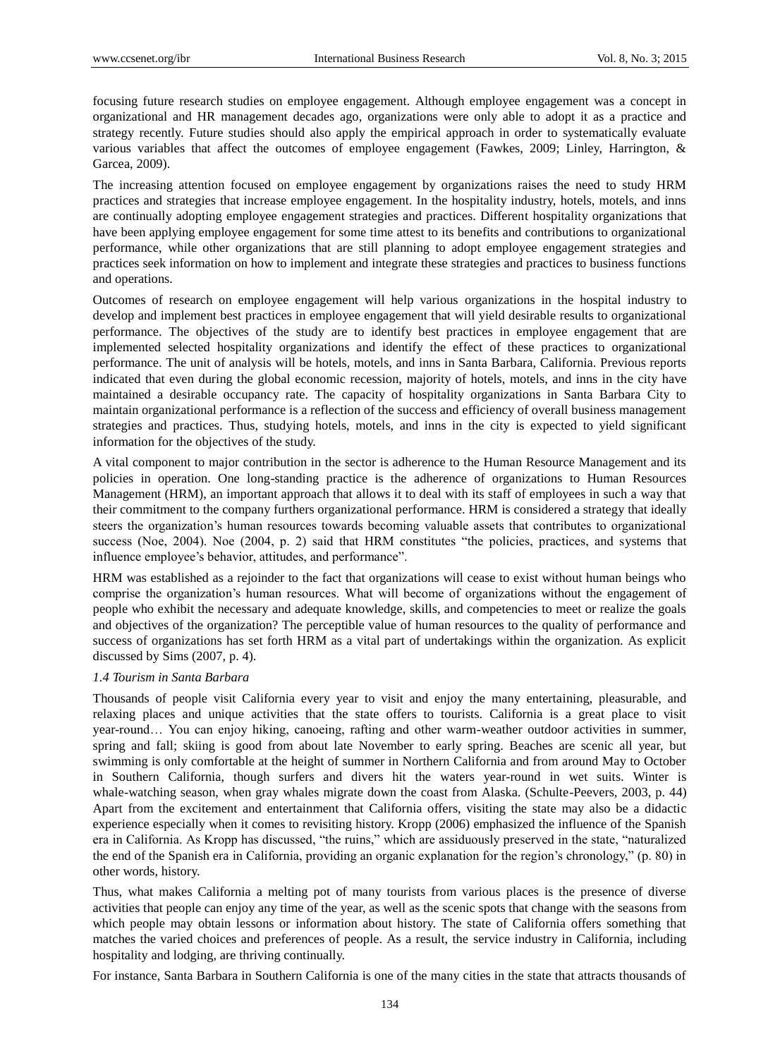focusing future research studies on employee engagement. Although employee engagement was a concept in organizational and HR management decades ago, organizations were only able to adopt it as a practice and strategy recently. Future studies should also apply the empirical approach in order to systematically evaluate various variables that affect the outcomes of employee engagement (Fawkes, 2009; Linley, Harrington, & Garcea, 2009).

The increasing attention focused on employee engagement by organizations raises the need to study HRM practices and strategies that increase employee engagement. In the hospitality industry, hotels, motels, and inns are continually adopting employee engagement strategies and practices. Different hospitality organizations that have been applying employee engagement for some time attest to its benefits and contributions to organizational performance, while other organizations that are still planning to adopt employee engagement strategies and practices seek information on how to implement and integrate these strategies and practices to business functions and operations.

Outcomes of research on employee engagement will help various organizations in the hospital industry to develop and implement best practices in employee engagement that will yield desirable results to organizational performance. The objectives of the study are to identify best practices in employee engagement that are implemented selected hospitality organizations and identify the effect of these practices to organizational performance. The unit of analysis will be hotels, motels, and inns in Santa Barbara, California. Previous reports indicated that even during the global economic recession, majority of hotels, motels, and inns in the city have maintained a desirable occupancy rate. The capacity of hospitality organizations in Santa Barbara City to maintain organizational performance is a reflection of the success and efficiency of overall business management strategies and practices. Thus, studying hotels, motels, and inns in the city is expected to yield significant information for the objectives of the study.

A vital component to major contribution in the sector is adherence to the Human Resource Management and its policies in operation. One long-standing practice is the adherence of organizations to Human Resources Management (HRM), an important approach that allows it to deal with its staff of employees in such a way that their commitment to the company furthers organizational performance. HRM is considered a strategy that ideally steers the organization's human resources towards becoming valuable assets that contributes to organizational success (Noe, 2004). Noe (2004, p. 2) said that HRM constitutes "the policies, practices, and systems that influence employee's behavior, attitudes, and performance".

HRM was established as a rejoinder to the fact that organizations will cease to exist without human beings who comprise the organization's human resources. What will become of organizations without the engagement of people who exhibit the necessary and adequate knowledge, skills, and competencies to meet or realize the goals and objectives of the organization? The perceptible value of human resources to the quality of performance and success of organizations has set forth HRM as a vital part of undertakings within the organization. As explicit discussed by Sims (2007, p. 4).

### *1.4 Tourism in Santa Barbara*

Thousands of people visit California every year to visit and enjoy the many entertaining, pleasurable, and relaxing places and unique activities that the state offers to tourists. California is a great place to visit year-round… You can enjoy hiking, canoeing, rafting and other warm-weather outdoor activities in summer, spring and fall; skiing is good from about late November to early spring. Beaches are scenic all year, but swimming is only comfortable at the height of summer in Northern California and from around May to October in Southern California, though surfers and divers hit the waters year-round in wet suits. Winter is whale-watching season, when gray whales migrate down the coast from Alaska. (Schulte-Peevers, 2003, p. 44) Apart from the excitement and entertainment that California offers, visiting the state may also be a didactic experience especially when it comes to revisiting history. Kropp (2006) emphasized the influence of the Spanish era in California. As Kropp has discussed, "the ruins," which are assiduously preserved in the state, "naturalized the end of the Spanish era in California, providing an organic explanation for the region's chronology," (p. 80) in other words, history.

Thus, what makes California a melting pot of many tourists from various places is the presence of diverse activities that people can enjoy any time of the year, as well as the scenic spots that change with the seasons from which people may obtain lessons or information about history. The state of California offers something that matches the varied choices and preferences of people. As a result, the service industry in California, including hospitality and lodging, are thriving continually.

For instance, Santa Barbara in Southern California is one of the many cities in the state that attracts thousands of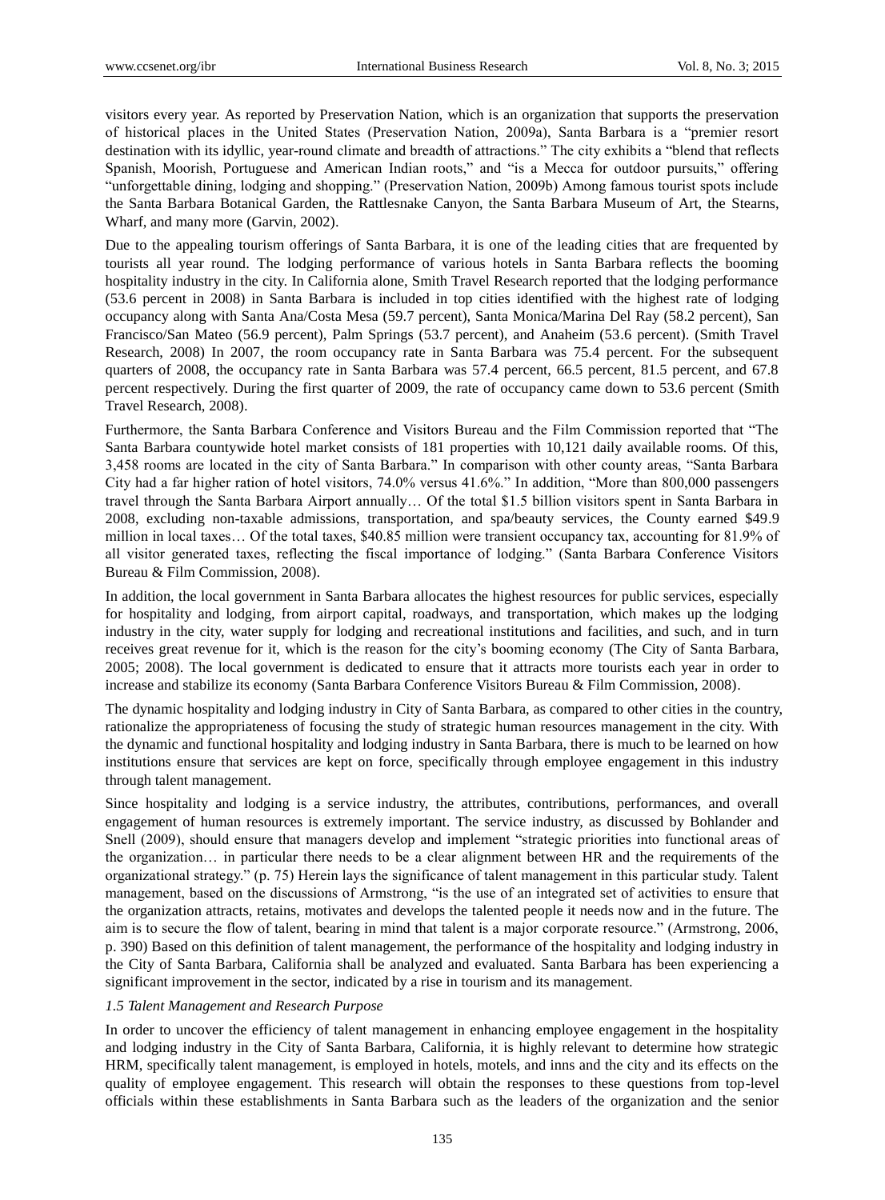visitors every year. As reported by Preservation Nation, which is an organization that supports the preservation of historical places in the United States (Preservation Nation, 2009a), Santa Barbara is a "premier resort destination with its idyllic, year-round climate and breadth of attractions." The city exhibits a "blend that reflects Spanish, Moorish, Portuguese and American Indian roots," and "is a Mecca for outdoor pursuits," offering "unforgettable dining, lodging and shopping." (Preservation Nation, 2009b) Among famous tourist spots include the Santa Barbara Botanical Garden, the Rattlesnake Canyon, the Santa Barbara Museum of Art, the Stearns, Wharf, and many more (Garvin, 2002).

Due to the appealing tourism offerings of Santa Barbara, it is one of the leading cities that are frequented by tourists all year round. The lodging performance of various hotels in Santa Barbara reflects the booming hospitality industry in the city. In California alone, Smith Travel Research reported that the lodging performance (53.6 percent in 2008) in Santa Barbara is included in top cities identified with the highest rate of lodging occupancy along with Santa Ana/Costa Mesa (59.7 percent), Santa Monica/Marina Del Ray (58.2 percent), San Francisco/San Mateo (56.9 percent), Palm Springs (53.7 percent), and Anaheim (53.6 percent). (Smith Travel Research, 2008) In 2007, the room occupancy rate in Santa Barbara was 75.4 percent. For the subsequent quarters of 2008, the occupancy rate in Santa Barbara was 57.4 percent, 66.5 percent, 81.5 percent, and 67.8 percent respectively. During the first quarter of 2009, the rate of occupancy came down to 53.6 percent (Smith Travel Research, 2008).

Furthermore, the Santa Barbara Conference and Visitors Bureau and the Film Commission reported that "The Santa Barbara countywide hotel market consists of 181 properties with 10,121 daily available rooms. Of this, 3,458 rooms are located in the city of Santa Barbara." In comparison with other county areas, "Santa Barbara City had a far higher ration of hotel visitors, 74.0% versus 41.6%." In addition, "More than 800,000 passengers travel through the Santa Barbara Airport annually… Of the total $1.5 billion visitors spent in Santa Barbara in 2008, excluding non-taxable admissions, transportation, and spa/beauty services, the County earned $49.9 million in local taxes… Of the total taxes, $40.85 million were transient occupancy tax, accounting for 81.9% of all visitor generated taxes, reflecting the fiscal importance of lodging." (Santa Barbara Conference Visitors Bureau & Film Commission, 2008).

In addition, the local government in Santa Barbara allocates the highest resources for public services, especially for hospitality and lodging, from airport capital, roadways, and transportation, which makes up the lodging industry in the city, water supply for lodging and recreational institutions and facilities, and such, and in turn receives great revenue for it, which is the reason for the city's booming economy (The City of Santa Barbara, 2005; 2008). The local government is dedicated to ensure that it attracts more tourists each year in order to increase and stabilize its economy (Santa Barbara Conference Visitors Bureau & Film Commission, 2008).

The dynamic hospitality and lodging industry in City of Santa Barbara, as compared to other cities in the country, rationalize the appropriateness of focusing the study of strategic human resources management in the city. With the dynamic and functional hospitality and lodging industry in Santa Barbara, there is much to be learned on how institutions ensure that services are kept on force, specifically through employee engagement in this industry through talent management.

Since hospitality and lodging is a service industry, the attributes, contributions, performances, and overall engagement of human resources is extremely important. The service industry, as discussed by Bohlander and Snell (2009), should ensure that managers develop and implement "strategic priorities into functional areas of the organization… in particular there needs to be a clear alignment between HR and the requirements of the organizational strategy." (p. 75) Herein lays the significance of talent management in this particular study. Talent management, based on the discussions of Armstrong, "is the use of an integrated set of activities to ensure that the organization attracts, retains, motivates and develops the talented people it needs now and in the future. The aim is to secure the flow of talent, bearing in mind that talent is a major corporate resource." (Armstrong, 2006, p. 390) Based on this definition of talent management, the performance of the hospitality and lodging industry in the City of Santa Barbara, California shall be analyzed and evaluated. Santa Barbara has been experiencing a significant improvement in the sector, indicated by a rise in tourism and its management.

### *1.5 Talent Management and Research Purpose*

In order to uncover the efficiency of talent management in enhancing employee engagement in the hospitality and lodging industry in the City of Santa Barbara, California, it is highly relevant to determine how strategic HRM, specifically talent management, is employed in hotels, motels, and inns and the city and its effects on the quality of employee engagement. This research will obtain the responses to these questions from top-level officials within these establishments in Santa Barbara such as the leaders of the organization and the senior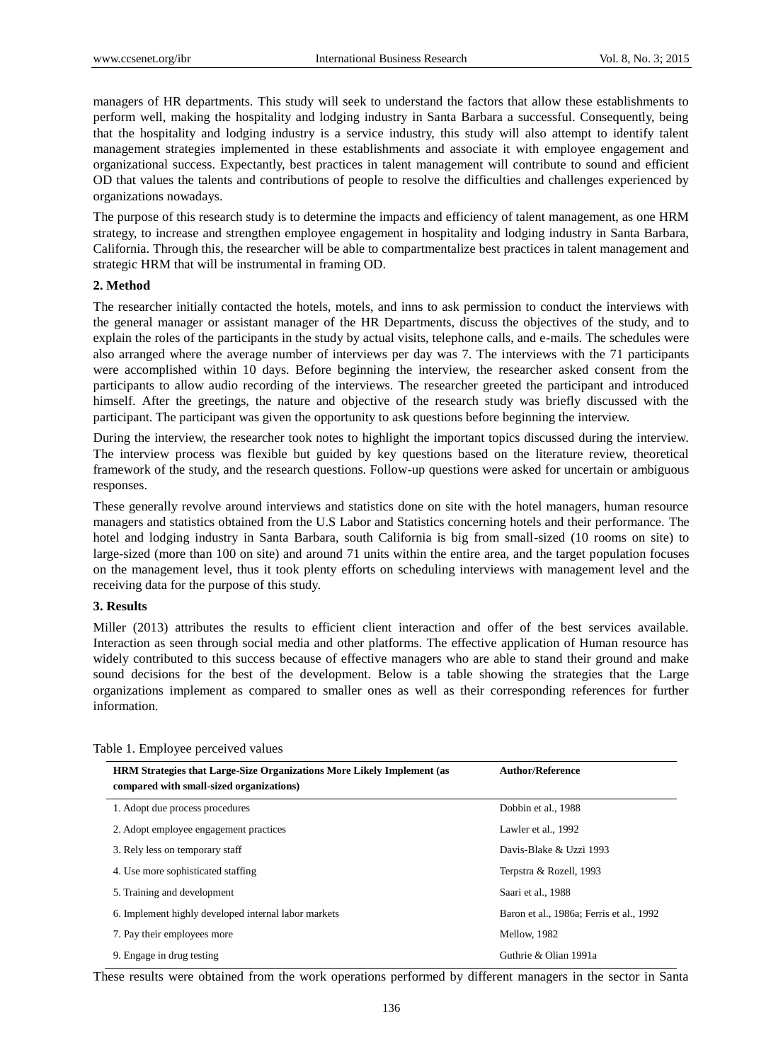managers of HR departments. This study will seek to understand the factors that allow these establishments to perform well, making the hospitality and lodging industry in Santa Barbara a successful. Consequently, being that the hospitality and lodging industry is a service industry, this study will also attempt to identify talent management strategies implemented in these establishments and associate it with employee engagement and organizational success. Expectantly, best practices in talent management will contribute to sound and efficient OD that values the talents and contributions of people to resolve the difficulties and challenges experienced by organizations nowadays.

The purpose of this research study is to determine the impacts and efficiency of talent management, as one HRM strategy, to increase and strengthen employee engagement in hospitality and lodging industry in Santa Barbara, California. Through this, the researcher will be able to compartmentalize best practices in talent management and strategic HRM that will be instrumental in framing OD.

## 2. Method

The researcher initially contacted the hotels, motels, and inns to ask permission to conduct the interviews with the general manager or assistant manager of the HR Departments, discuss the objectives of the study, and to explain the roles of the participants in the study by actual visits, telephone calls, and e-mails. The schedules were also arranged where the average number of interviews per day was 7. The interviews with the 71 participants were accomplished within 10 days. Before beginning the interview, the researcher asked consent from the participants to allow audio recording of the interviews. The researcher greeted the participant and introduced himself. After the greetings, the nature and objective of the research study was briefly discussed with the participant. The participant was given the opportunity to ask questions before beginning the interview.

During the interview, the researcher took notes to highlight the important topics discussed during the interview. The interview process was flexible but guided by key questions based on the literature review, theoretical framework of the study, and the research questions. Follow-up questions were asked for uncertain or ambiguous responses.

These generally revolve around interviews and statistics done on site with the hotel managers, human resource managers and statistics obtained from the U.S Labor and Statistics concerning hotels and their performance. The hotel and lodging industry in Santa Barbara, south California is big from small-sized (10 rooms on site) to large-sized (more than 100 on site) and around 71 units within the entire area, and the target population focuses on the management level, thus it took plenty efforts on scheduling interviews with management level and the receiving data for the purpose of this study.

## 3. Results

Miller (2013) attributes the results to efficient client interaction and offer of the best services available. Interaction as seen through social media and other platforms. The effective application of Human resource has widely contributed to this success because of effective managers who are able to stand their ground and make sound decisions for the best of the development. Below is a table showing the strategies that the Large organizations implement as compared to smaller ones as well as their corresponding references for further information.

Table 1. Employee perceived values

| HRM Strategies that Large-Size Organizations More Likely Implement (as compared with small-sized organizations) | Author/Reference |
|---|---|
| 1. Adopt due process procedures | Dobbin et al., 1988 |
| 2. Adopt employee engagement practices | Lawler et al., 1992 |
| 3. Rely less on temporary staff | Davis-Blake & Uzzi 1993 |
| 4. Use more sophisticated staffing | Terpstra & Rozell, 1993 |
| 5. Training and development | Saari et al., 1988 |
| 6. Implement highly developed internal labor markets | Baron et al., 1986a; Ferris et al., 1992 |
| 7. Pay their employees more | Mellow, 1982 |
| 9. Engage in drug testing | Guthrie & Olian 1991a |

These results were obtained from the work operations performed by different managers in the sector in Santa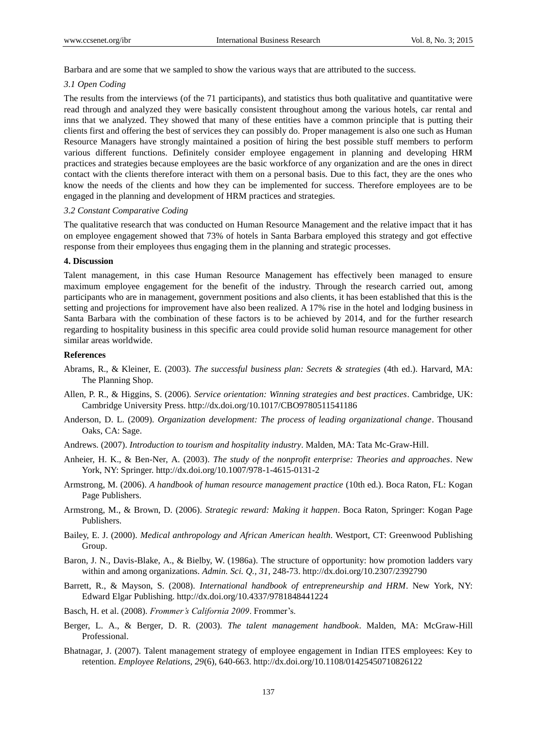Barbara and are some that we sampled to show the various ways that are attributed to the success.

### *3.1 Open Coding*

The results from the interviews (of the 71 participants), and statistics thus both qualitative and quantitative were read through and analyzed they were basically consistent throughout among the various hotels, car rental and inns that we analyzed. They showed that many of these entities have a common principle that is putting their clients first and offering the best of services they can possibly do. Proper management is also one such as Human Resource Managers have strongly maintained a position of hiring the best possible stuff members to perform various different functions. Definitely consider employee engagement in planning and developing HRM practices and strategies because employees are the basic workforce of any organization and are the ones in direct contact with the clients therefore interact with them on a personal basis. Due to this fact, they are the ones who know the needs of the clients and how they can be implemented for success. Therefore employees are to be engaged in the planning and development of HRM practices and strategies.

### *3.2 Constant Comparative Coding*

The qualitative research that was conducted on Human Resource Management and the relative impact that it has on employee engagement showed that 73% of hotels in Santa Barbara employed this strategy and got effective response from their employees thus engaging them in the planning and strategic processes.

## 4. Discussion

Talent management, in this case Human Resource Management has effectively been managed to ensure maximum employee engagement for the benefit of the industry. Through the research carried out, among participants who are in management, government positions and also clients, it has been established that this is the setting and projections for improvement have also been realized. A 17% rise in the hotel and lodging business in Santa Barbara with the combination of these factors is to be achieved by 2014, and for the further research regarding to hospitality business in this specific area could provide solid human resource management for other similar areas worldwide.

## References

Abrams, R., & Kleiner, E. (2003). *The successful business plan: Secrets & strategies* (4th ed.). Harvard, MA: The Planning Shop.

Allen, P. R., & Higgins, S. (2006). *Service orientation: Winning strategies and best practices*. Cambridge, UK: Cambridge University Press. http://dx.doi.org/10.1017/CBO9780511541186

Anderson, D. L. (2009). *Organization development: The process of leading organizational change*. Thousand Oaks, CA: Sage.

Andrews. (2007). *Introduction to tourism and hospitality industry*. Malden, MA: Tata Mc-Graw-Hill.

Anheier, H. K., & Ben-Ner, A. (2003). *The study of the nonprofit enterprise: Theories and approaches*. New York, NY: Springer. http://dx.doi.org/10.1007/978-1-4615-0131-2

Armstrong, M. (2006). *A handbook of human resource management practice* (10th ed.). Boca Raton, FL: Kogan Page Publishers.

Armstrong, M., & Brown, D. (2006). *Strategic reward: Making it happen*. Boca Raton, Springer: Kogan Page Publishers.

Bailey, E. J. (2000). *Medical anthropology and African American health*. Westport, CT: Greenwood Publishing Group.

Baron, J. N., Davis-Blake, A., & Bielby, W. (1986a). The structure of opportunity: how promotion ladders vary within and among organizations. *Admin. Sci. Q., 31*, 248-73. http://dx.doi.org/10.2307/2392790

Barrett, R., & Mayson, S. (2008). *International handbook of entrepreneurship and HRM*. New York, NY: Edward Elgar Publishing. http://dx.doi.org/10.4337/9781848441224

Basch, H. et al. (2008). *Frommer's California 2009*. Frommer's.

Berger, L. A., & Berger, D. R. (2003). *The talent management handbook*. Malden, MA: McGraw-Hill Professional.

Bhatnagar, J. (2007). Talent management strategy of employee engagement in Indian ITES employees: Key to retention. *Employee Relations, 29*(6), 640-663. http://dx.doi.org/10.1108/01425450710826122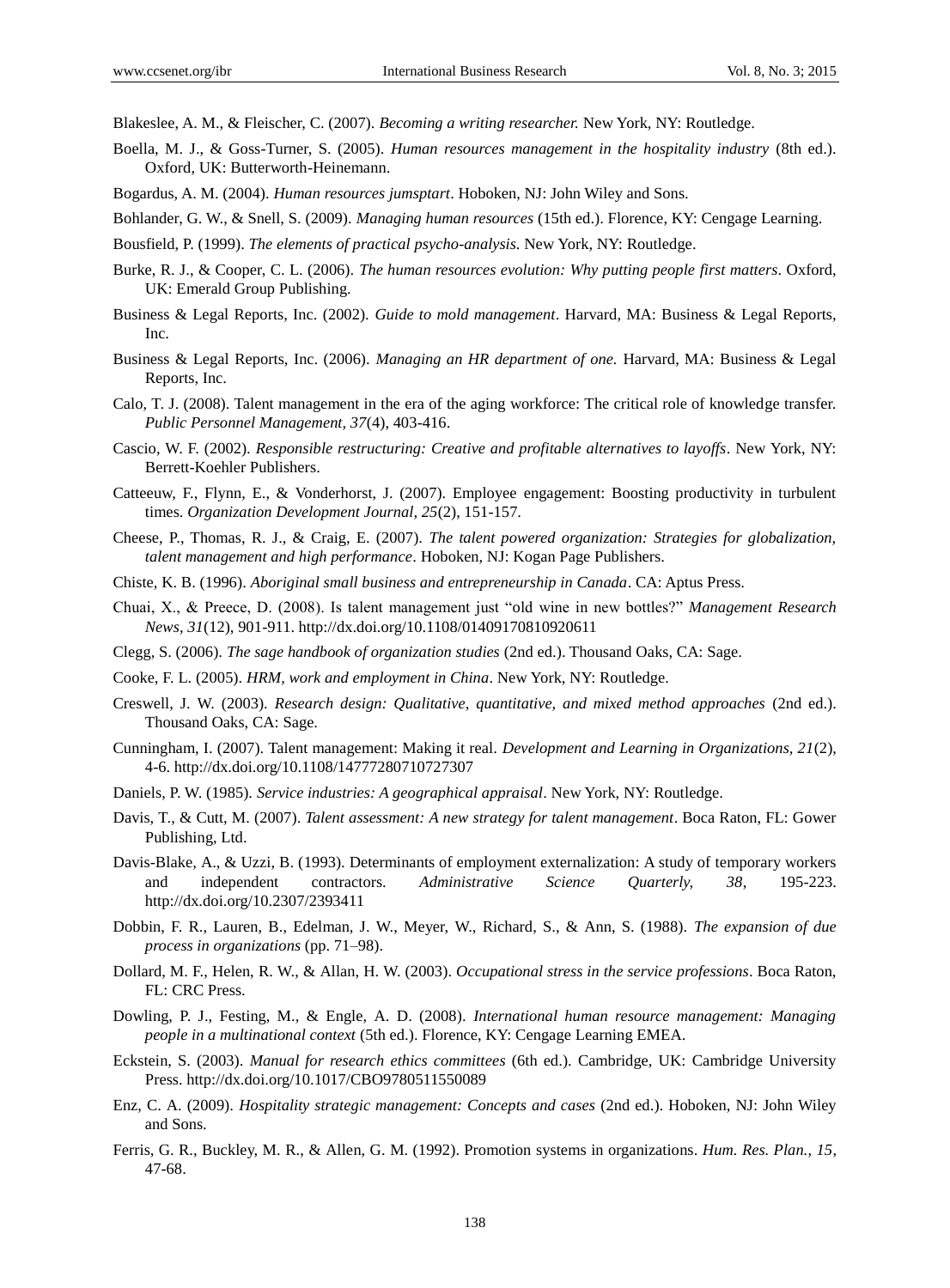Blakeslee, A. M., & Fleischer, C. (2007). *Becoming a writing researcher.* New York, NY: Routledge.

Boella, M. J., & Goss-Turner, S. (2005). *Human resources management in the hospitality industry* (8th ed.). Oxford, UK: Butterworth-Heinemann.

Bogardus, A. M. (2004). *Human resources jumsptart*. Hoboken, NJ: John Wiley and Sons.

Bohlander, G. W., & Snell, S. (2009). *Managing human resources* (15th ed.). Florence, KY: Cengage Learning.

Bousfield, P. (1999). *The elements of practical psycho-analysis*. New York, NY: Routledge.

Burke, R. J., & Cooper, C. L. (2006). *The human resources evolution: Why putting people first matters*. Oxford, UK: Emerald Group Publishing.

Business & Legal Reports, Inc. (2002). *Guide to mold management*. Harvard, MA: Business & Legal Reports, Inc.

Business & Legal Reports, Inc. (2006). *Managing an HR department of one.* Harvard, MA: Business & Legal Reports, Inc.

Calo, T. J. (2008). Talent management in the era of the aging workforce: The critical role of knowledge transfer. *Public Personnel Management, 37*(4), 403-416.

Cascio, W. F. (2002). *Responsible restructuring: Creative and profitable alternatives to layoffs*. New York, NY: Berrett-Koehler Publishers.

Catteeuw, F., Flynn, E., & Vonderhorst, J. (2007). Employee engagement: Boosting productivity in turbulent times. *Organization Development Journal, 25*(2), 151-157.

Cheese, P., Thomas, R. J., & Craig, E. (2007). *The talent powered organization: Strategies for globalization, talent management and high performance*. Hoboken, NJ: Kogan Page Publishers.

Chiste, K. B. (1996). *Aboriginal small business and entrepreneurship in Canada*. CA: Aptus Press.

Chuai, X., & Preece, D. (2008). Is talent management just "old wine in new bottles?" *Management Research News, 31*(12), 901-911. http://dx.doi.org/10.1108/01409170810920611

Clegg, S. (2006). *The sage handbook of organization studies* (2nd ed.). Thousand Oaks, CA: Sage.

Cooke, F. L. (2005). *HRM, work and employment in China*. New York, NY: Routledge.

Creswell, J. W. (2003). *Research design: Qualitative, quantitative, and mixed method approaches* (2nd ed.). Thousand Oaks, CA: Sage.

Cunningham, I. (2007). Talent management: Making it real. *Development and Learning in Organizations, 21*(2), 4-6. http://dx.doi.org/10.1108/14777280710727307

Daniels, P. W. (1985). *Service industries: A geographical appraisal*. New York, NY: Routledge.

Davis, T., & Cutt, M. (2007). *Talent assessment: A new strategy for talent management*. Boca Raton, FL: Gower Publishing, Ltd.

Davis-Blake, A., & Uzzi, B. (1993). Determinants of employment externalization: A study of temporary workers and independent contractors. *Administrative Science Quarterly, 38*, 195-223. http://dx.doi.org/10.2307/2393411

Dobbin, F. R., Lauren, B., Edelman, J. W., Meyer, W., Richard, S., & Ann, S. (1988). *The expansion of due process in organizations* (pp. 71–98).

Dollard, M. F., Helen, R. W., & Allan, H. W. (2003). *Occupational stress in the service professions*. Boca Raton, FL: CRC Press.

Dowling, P. J., Festing, M., & Engle, A. D. (2008). *International human resource management: Managing people in a multinational context* (5th ed.). Florence, KY: Cengage Learning EMEA.

Eckstein, S. (2003). *Manual for research ethics committees* (6th ed.). Cambridge, UK: Cambridge University Press. http://dx.doi.org/10.1017/CBO9780511550089

Enz, C. A. (2009). *Hospitality strategic management: Concepts and cases* (2nd ed.). Hoboken, NJ: John Wiley and Sons.

Ferris, G. R., Buckley, M. R., & Allen, G. M. (1992). Promotion systems in organizations. *Hum. Res. Plan., 15*, 47-68.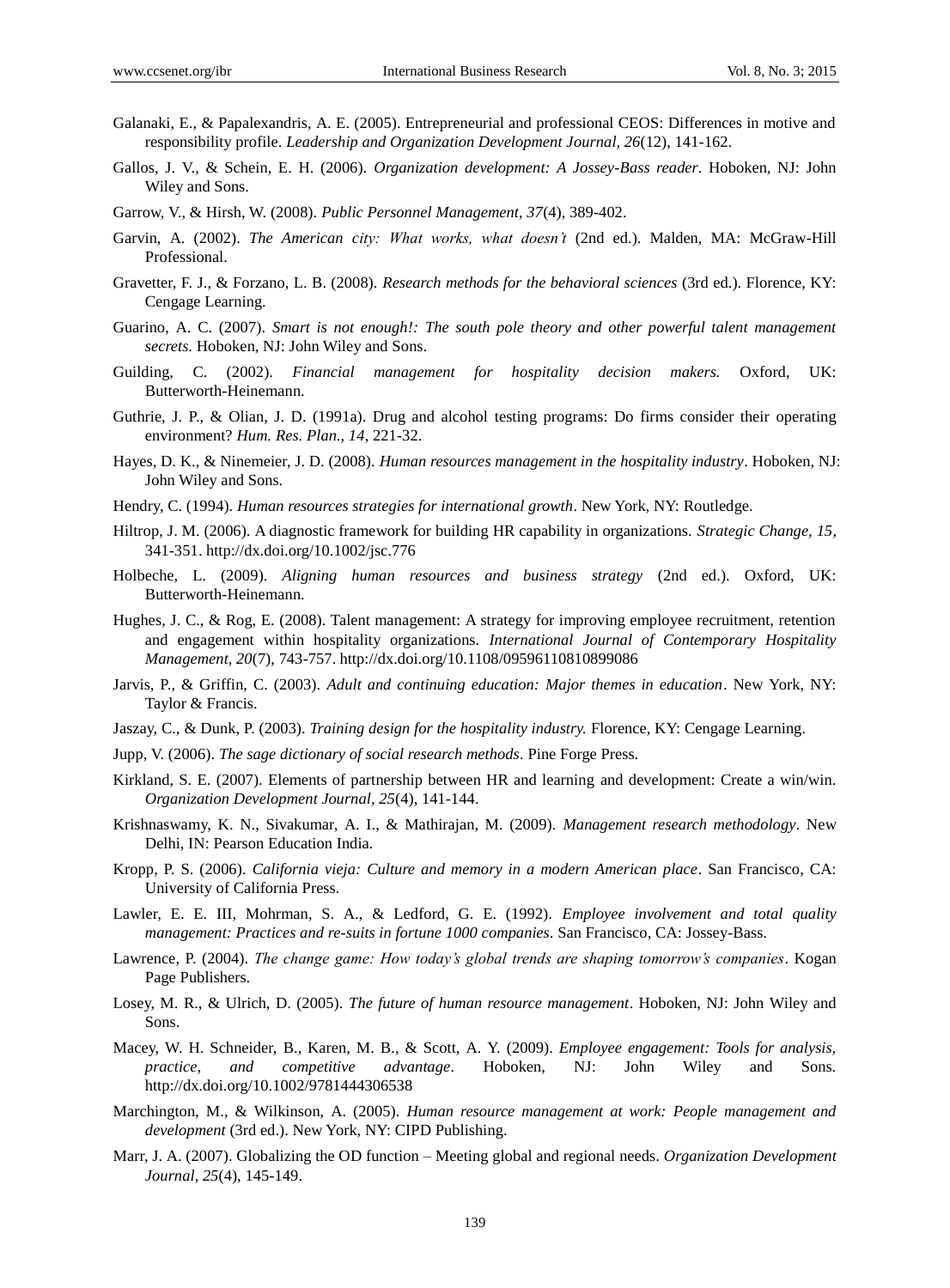Galanaki, E., & Papalexandris, A. E. (2005). Entrepreneurial and professional CEOS: Differences in motive and responsibility profile. *Leadership and Organization Development Journal, 26*(12), 141-162.

Gallos, J. V., & Schein, E. H. (2006). *Organization development: A Jossey-Bass reader*. Hoboken, NJ: John Wiley and Sons.

Garrow, V., & Hirsh, W. (2008). *Public Personnel Management, 37*(4), 389-402.

Garvin, A. (2002). *The American city: What works, what doesn't* (2nd ed.). Malden, MA: McGraw-Hill Professional.

Gravetter, F. J., & Forzano, L. B. (2008). *Research methods for the behavioral sciences* (3rd ed.). Florence, KY: Cengage Learning.

Guarino, A. C. (2007). *Smart is not enough!: The south pole theory and other powerful talent management secrets*. Hoboken, NJ: John Wiley and Sons.

Guilding, C. (2002). *Financial management for hospitality decision makers.* Oxford, UK: Butterworth-Heinemann.

Guthrie, J. P., & Olian, J. D. (1991a). Drug and alcohol testing programs: Do firms consider their operating environment? *Hum. Res. Plan., 14*, 221-32.

Hayes, D. K., & Ninemeier, J. D. (2008). *Human resources management in the hospitality industry*. Hoboken, NJ: John Wiley and Sons.

Hendry, C. (1994). *Human resources strategies for international growth*. New York, NY: Routledge.

Hiltrop, J. M. (2006). A diagnostic framework for building HR capability in organizations. *Strategic Change, 15*, 341-351. http://dx.doi.org/10.1002/jsc.776

Holbeche, L. (2009). *Aligning human resources and business strategy* (2nd ed.). Oxford, UK: Butterworth-Heinemann.

Hughes, J. C., & Rog, E. (2008). Talent management: A strategy for improving employee recruitment, retention and engagement within hospitality organizations. *International Journal of Contemporary Hospitality Management, 20*(7), 743-757. http://dx.doi.org/10.1108/09596110810899086

Jarvis, P., & Griffin, C. (2003). *Adult and continuing education: Major themes in education*. New York, NY: Taylor & Francis.

Jaszay, C., & Dunk, P. (2003). *Training design for the hospitality industry.* Florence, KY: Cengage Learning.

Jupp, V. (2006). *The sage dictionary of social research methods*. Pine Forge Press.

Kirkland, S. E. (2007). Elements of partnership between HR and learning and development: Create a win/win. *Organization Development Journal, 25*(4), 141-144.

Krishnaswamy, K. N., Sivakumar, A. I., & Mathirajan, M. (2009). *Management research methodology*. New Delhi, IN: Pearson Education India.

Kropp, P. S. (2006). *California vieja: Culture and memory in a modern American place*. San Francisco, CA: University of California Press.

Lawler, E. E. III, Mohrman, S. A., & Ledford, G. E. (1992). *Employee involvement and total quality management: Practices and re-suits in fortune 1000 companies*. San Francisco, CA: Jossey-Bass.

Lawrence, P. (2004). *The change game: How today's global trends are shaping tomorrow's companies*. Kogan Page Publishers.

Losey, M. R., & Ulrich, D. (2005). *The future of human resource management*. Hoboken, NJ: John Wiley and Sons.

Macey, W. H. Schneider, B., Karen, M. B., & Scott, A. Y. (2009). *Employee engagement: Tools for analysis, practice, and competitive advantage*. Hoboken, NJ: John Wiley and Sons. http://dx.doi.org/10.1002/9781444306538

Marchington, M., & Wilkinson, A. (2005). *Human resource management at work: People management and development* (3rd ed.). New York, NY: CIPD Publishing.

Marr, J. A. (2007). Globalizing the OD function – Meeting global and regional needs. *Organization Development Journal, 25*(4), 145-149.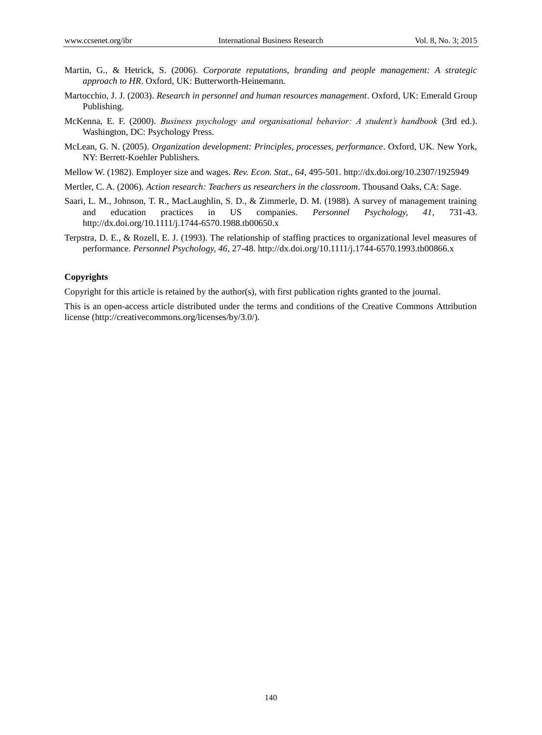Martin, G., & Hetrick, S. (2006). *Corporate reputations, branding and people management: A strategic approach to HR*. Oxford, UK: Butterworth-Heinemann.

Martocchio, J. J. (2003). *Research in personnel and human resources management*. Oxford, UK: Emerald Group Publishing.

McKenna, E. F. (2000). *Business psychology and organisational behavior: A student's handbook* (3rd ed.). Washington, DC: Psychology Press.

McLean, G. N. (2005). *Organization development: Principles, processes, performance*. Oxford, UK. New York, NY: Berrett-Koehler Publishers.

Mellow W. (1982). Employer size and wages. *Rev. Econ. Stat., 64*, 495-501. http://dx.doi.org/10.2307/1925949

Mertler, C. A. (2006). *Action research: Teachers as researchers in the classroom*. Thousand Oaks, CA: Sage.

Saari, L. M., Johnson, T. R., MacLaughlin, S. D., & Zimmerle, D. M. (1988). A survey of management training and education practices in US companies. *Personnel Psychology, 41*, 731-43. http://dx.doi.org/10.1111/j.1744-6570.1988.tb00650.x

Terpstra, D. E., & Rozell, E. J. (1993). The relationship of staffing practices to organizational level measures of performance. *Personnel Psychology, 46*, 27-48. http://dx.doi.org/10.1111/j.1744-6570.1993.tb00866.x

**Copyrights**

Copyright for this article is retained by the author(s), with first publication rights granted to the journal.

This is an open-access article distributed under the terms and conditions of the Creative Commons Attribution license (http://creativecommons.org/licenses/by/3.0/).